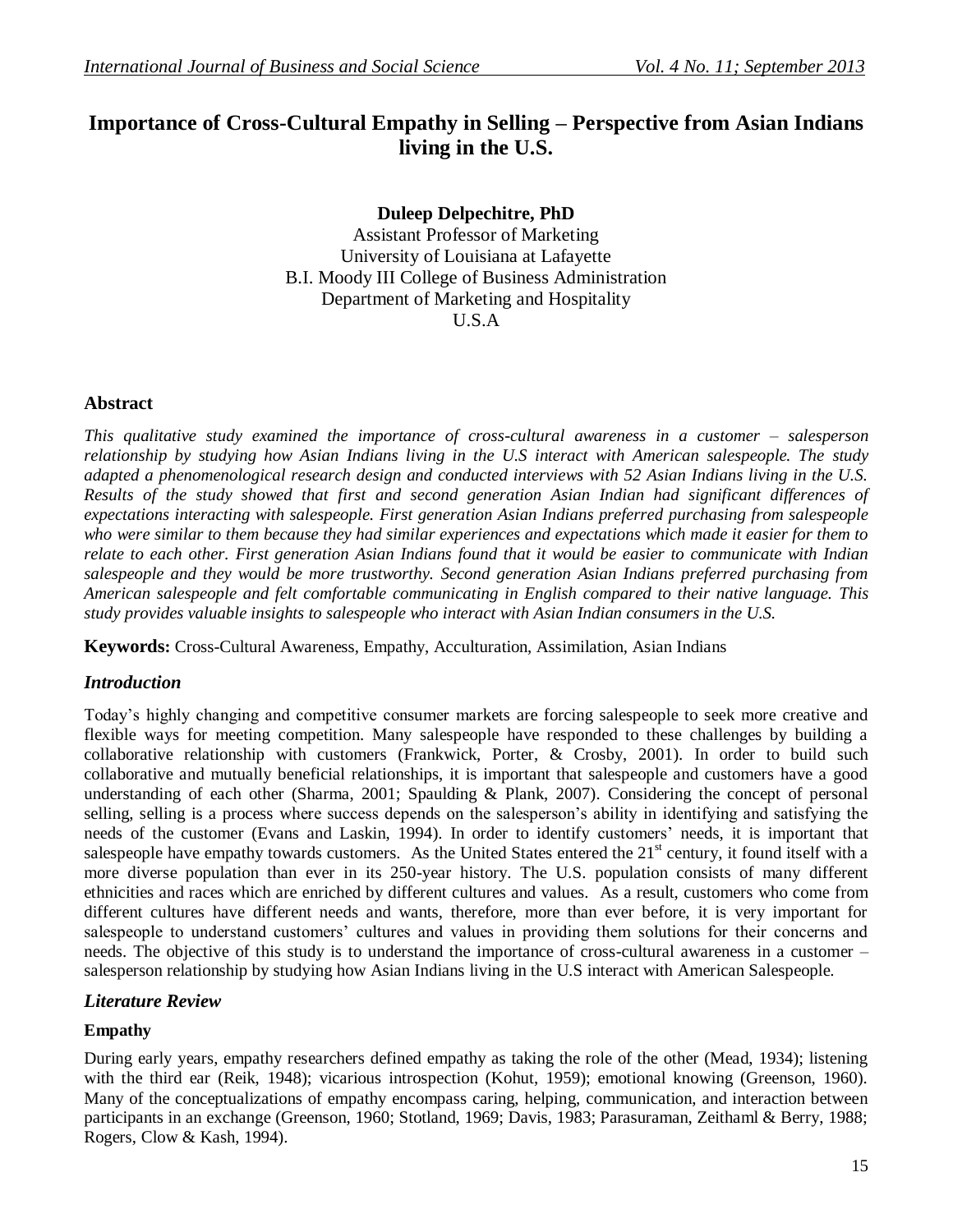# Importance of Cross-Cultural Empathy in Selling – Perspective from Asian Indians living in the U.S.

**Duleep Delpechitre, PhD**
Assistant Professor of Marketing
University of Louisiana at Lafayette
B.I. Moody III College of Business Administration
Department of Marketing and Hospitality
U.S.A

## Abstract

*This qualitative study examined the importance of cross-cultural awareness in a customer – salesperson relationship by studying how Asian Indians living in the U.S interact with American salespeople. The study adapted a phenomenological research design and conducted interviews with 52 Asian Indians living in the U.S. Results of the study showed that first and second generation Asian Indian had significant differences of expectations interacting with salespeople. First generation Asian Indians preferred purchasing from salespeople who were similar to them because they had similar experiences and expectations which made it easier for them to relate to each other. First generation Asian Indians found that it would be easier to communicate with Indian salespeople and they would be more trustworthy. Second generation Asian Indians preferred purchasing from American salespeople and felt comfortable communicating in English compared to their native language. This study provides valuable insights to salespeople who interact with Asian Indian consumers in the U.S.*

**Keywords:** Cross-Cultural Awareness, Empathy, Acculturation, Assimilation, Asian Indians

## *Introduction*

Today's highly changing and competitive consumer markets are forcing salespeople to seek more creative and flexible ways for meeting competition. Many salespeople have responded to these challenges by building a collaborative relationship with customers (Frankwick, Porter, & Crosby, 2001). In order to build such collaborative and mutually beneficial relationships, it is important that salespeople and customers have a good understanding of each other (Sharma, 2001; Spaulding & Plank, 2007). Considering the concept of personal selling, selling is a process where success depends on the salesperson's ability in identifying and satisfying the needs of the customer (Evans and Laskin, 1994). In order to identify customers' needs, it is important that salespeople have empathy towards customers. As the United States entered the 21st century, it found itself with a more diverse population than ever in its 250-year history. The U.S. population consists of many different ethnicities and races which are enriched by different cultures and values. As a result, customers who come from different cultures have different needs and wants, therefore, more than ever before, it is very important for salespeople to understand customers' cultures and values in providing them solutions for their concerns and needs. The objective of this study is to understand the importance of cross-cultural awareness in a customer – salesperson relationship by studying how Asian Indians living in the U.S interact with American Salespeople.

## *Literature Review*

### Empathy

During early years, empathy researchers defined empathy as taking the role of the other (Mead, 1934); listening with the third ear (Reik, 1948); vicarious introspection (Kohut, 1959); emotional knowing (Greenson, 1960). Many of the conceptualizations of empathy encompass caring, helping, communication, and interaction between participants in an exchange (Greenson, 1960; Stotland, 1969; Davis, 1983; Parasuraman, Zeithaml & Berry, 1988; Rogers, Clow & Kash, 1994).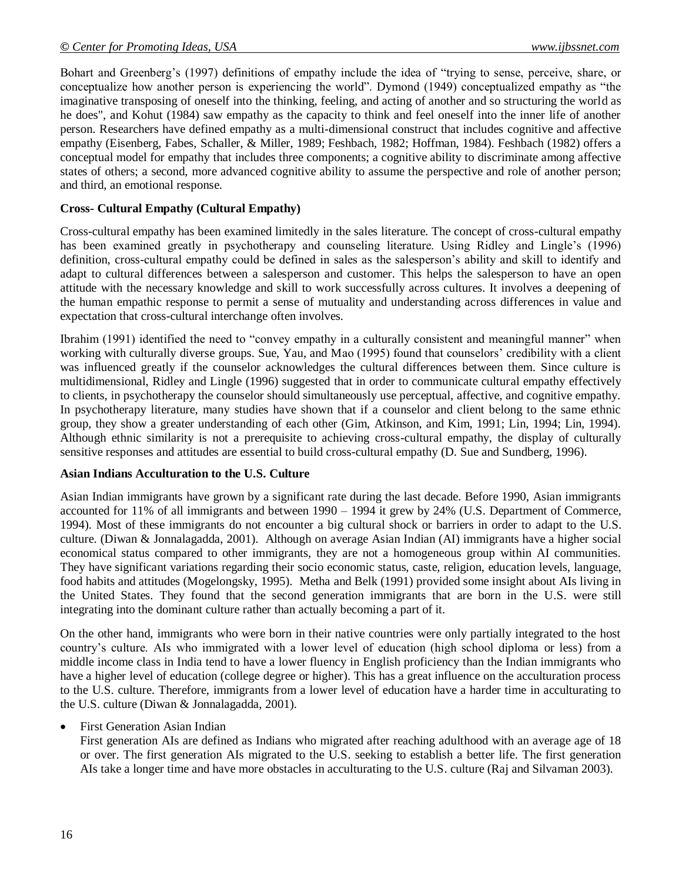Bohart and Greenberg's (1997) definitions of empathy include the idea of "trying to sense, perceive, share, or conceptualize how another person is experiencing the world". Dymond (1949) conceptualized empathy as "the imaginative transposing of oneself into the thinking, feeling, and acting of another and so structuring the world as he does", and Kohut (1984) saw empathy as the capacity to think and feel oneself into the inner life of another person. Researchers have defined empathy as a multi-dimensional construct that includes cognitive and affective empathy (Eisenberg, Fabes, Schaller, & Miller, 1989; Feshbach, 1982; Hoffman, 1984). Feshbach (1982) offers a conceptual model for empathy that includes three components; a cognitive ability to discriminate among affective states of others; a second, more advanced cognitive ability to assume the perspective and role of another person; and third, an emotional response.

**Cross- Cultural Empathy (Cultural Empathy)**

Cross-cultural empathy has been examined limitedly in the sales literature. The concept of cross-cultural empathy has been examined greatly in psychotherapy and counseling literature. Using Ridley and Lingle's (1996) definition, cross-cultural empathy could be defined in sales as the salesperson's ability and skill to identify and adapt to cultural differences between a salesperson and customer. This helps the salesperson to have an open attitude with the necessary knowledge and skill to work successfully across cultures. It involves a deepening of the human empathic response to permit a sense of mutuality and understanding across differences in value and expectation that cross-cultural interchange often involves.

Ibrahim (1991) identified the need to "convey empathy in a culturally consistent and meaningful manner" when working with culturally diverse groups. Sue, Yau, and Mao (1995) found that counselors' credibility with a client was influenced greatly if the counselor acknowledges the cultural differences between them. Since culture is multidimensional, Ridley and Lingle (1996) suggested that in order to communicate cultural empathy effectively to clients, in psychotherapy the counselor should simultaneously use perceptual, affective, and cognitive empathy. In psychotherapy literature, many studies have shown that if a counselor and client belong to the same ethnic group, they show a greater understanding of each other (Gim, Atkinson, and Kim, 1991; Lin, 1994; Lin, 1994). Although ethnic similarity is not a prerequisite to achieving cross-cultural empathy, the display of culturally sensitive responses and attitudes are essential to build cross-cultural empathy (D. Sue and Sundberg, 1996).

**Asian Indians Acculturation to the U.S. Culture**

Asian Indian immigrants have grown by a significant rate during the last decade. Before 1990, Asian immigrants accounted for 11% of all immigrants and between 1990 – 1994 it grew by 24% (U.S. Department of Commerce, 1994). Most of these immigrants do not encounter a big cultural shock or barriers in order to adapt to the U.S. culture. (Diwan & Jonnalagadda, 2001). Although on average Asian Indian (AI) immigrants have a higher social economical status compared to other immigrants, they are not a homogeneous group within AI communities. They have significant variations regarding their socio economic status, caste, religion, education levels, language, food habits and attitudes (Mogelongsky, 1995). Metha and Belk (1991) provided some insight about AIs living in the United States. They found that the second generation immigrants that are born in the U.S. were still integrating into the dominant culture rather than actually becoming a part of it.

On the other hand, immigrants who were born in their native countries were only partially integrated to the host country's culture. AIs who immigrated with a lower level of education (high school diploma or less) from a middle income class in India tend to have a lower fluency in English proficiency than the Indian immigrants who have a higher level of education (college degree or higher). This has a great influence on the acculturation process to the U.S. culture. Therefore, immigrants from a lower level of education have a harder time in acculturating to the U.S. culture (Diwan & Jonnalagadda, 2001).

- First Generation Asian Indian

  First generation AIs are defined as Indians who migrated after reaching adulthood with an average age of 18 or over. The first generation AIs migrated to the U.S. seeking to establish a better life. The first generation AIs take a longer time and have more obstacles in acculturating to the U.S. culture (Raj and Silvaman 2003).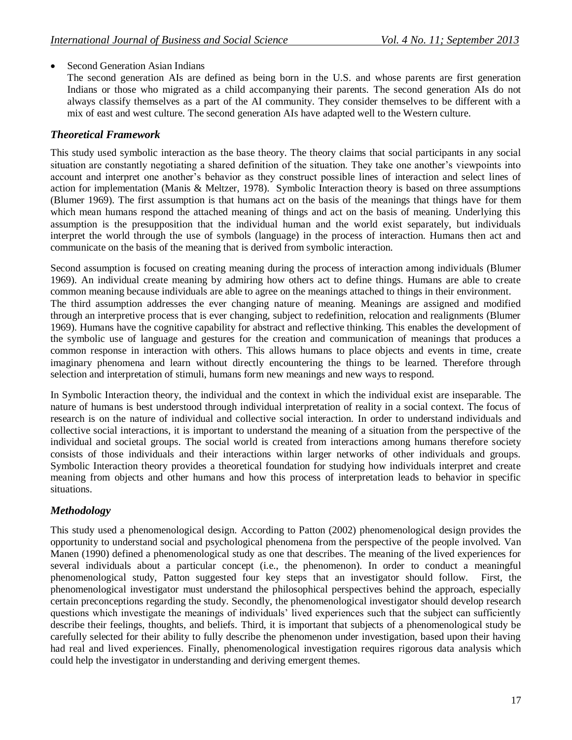- Second Generation Asian Indians

  The second generation AIs are defined as being born in the U.S. and whose parents are first generation Indians or those who migrated as a child accompanying their parents. The second generation AIs do not always classify themselves as a part of the AI community. They consider themselves to be different with a mix of east and west culture. The second generation AIs have adapted well to the Western culture.

## *Theoretical Framework*

This study used symbolic interaction as the base theory. The theory claims that social participants in any social situation are constantly negotiating a shared definition of the situation. They take one another's viewpoints into account and interpret one another's behavior as they construct possible lines of interaction and select lines of action for implementation (Manis & Meltzer, 1978). Symbolic Interaction theory is based on three assumptions (Blumer 1969). The first assumption is that humans act on the basis of the meanings that things have for them which mean humans respond the attached meaning of things and act on the basis of meaning. Underlying this assumption is the presupposition that the individual human and the world exist separately, but individuals interpret the world through the use of symbols (language) in the process of interaction. Humans then act and communicate on the basis of the meaning that is derived from symbolic interaction.

Second assumption is focused on creating meaning during the process of interaction among individuals (Blumer 1969). An individual create meaning by admiring how others act to define things. Humans are able to create common meaning because individuals are able to agree on the meanings attached to things in their environment.

The third assumption addresses the ever changing nature of meaning. Meanings are assigned and modified through an interpretive process that is ever changing, subject to redefinition, relocation and realignments (Blumer 1969). Humans have the cognitive capability for abstract and reflective thinking. This enables the development of the symbolic use of language and gestures for the creation and communication of meanings that produces a common response in interaction with others. This allows humans to place objects and events in time, create imaginary phenomena and learn without directly encountering the things to be learned. Therefore through selection and interpretation of stimuli, humans form new meanings and new ways to respond.

In Symbolic Interaction theory, the individual and the context in which the individual exist are inseparable. The nature of humans is best understood through individual interpretation of reality in a social context. The focus of research is on the nature of individual and collective social interaction. In order to understand individuals and collective social interactions, it is important to understand the meaning of a situation from the perspective of the individual and societal groups. The social world is created from interactions among humans therefore society consists of those individuals and their interactions within larger networks of other individuals and groups. Symbolic Interaction theory provides a theoretical foundation for studying how individuals interpret and create meaning from objects and other humans and how this process of interpretation leads to behavior in specific situations.

## *Methodology*

This study used a phenomenological design. According to Patton (2002) phenomenological design provides the opportunity to understand social and psychological phenomena from the perspective of the people involved. Van Manen (1990) defined a phenomenological study as one that describes. The meaning of the lived experiences for several individuals about a particular concept (i.e., the phenomenon). In order to conduct a meaningful phenomenological study, Patton suggested four key steps that an investigator should follow. First, the phenomenological investigator must understand the philosophical perspectives behind the approach, especially certain preconceptions regarding the study. Secondly, the phenomenological investigator should develop research questions which investigate the meanings of individuals' lived experiences such that the subject can sufficiently describe their feelings, thoughts, and beliefs. Third, it is important that subjects of a phenomenological study be carefully selected for their ability to fully describe the phenomenon under investigation, based upon their having had real and lived experiences. Finally, phenomenological investigation requires rigorous data analysis which could help the investigator in understanding and deriving emergent themes.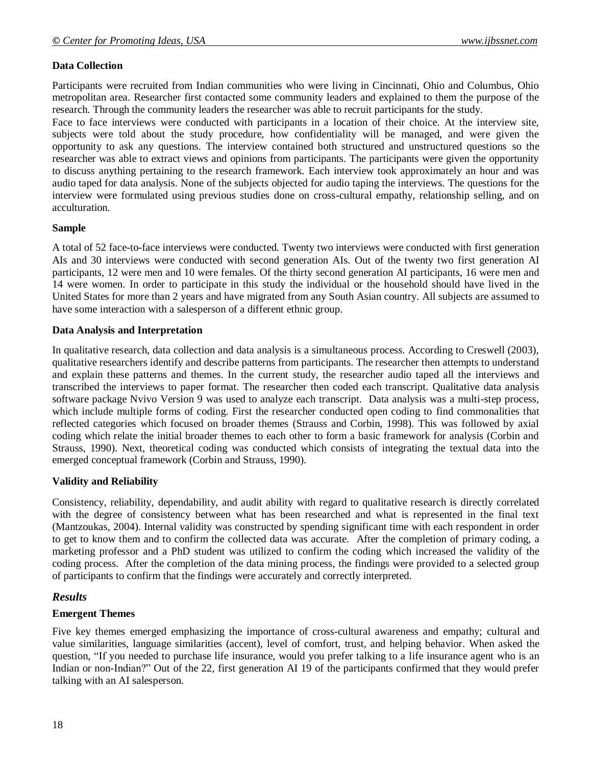**Data Collection**

Participants were recruited from Indian communities who were living in Cincinnati, Ohio and Columbus, Ohio metropolitan area. Researcher first contacted some community leaders and explained to them the purpose of the research. Through the community leaders the researcher was able to recruit participants for the study.

Face to face interviews were conducted with participants in a location of their choice. At the interview site, subjects were told about the study procedure, how confidentiality will be managed, and were given the opportunity to ask any questions. The interview contained both structured and unstructured questions so the researcher was able to extract views and opinions from participants. The participants were given the opportunity to discuss anything pertaining to the research framework. Each interview took approximately an hour and was audio taped for data analysis. None of the subjects objected for audio taping the interviews. The questions for the interview were formulated using previous studies done on cross-cultural empathy, relationship selling, and on acculturation.

**Sample**

A total of 52 face-to-face interviews were conducted. Twenty two interviews were conducted with first generation AIs and 30 interviews were conducted with second generation AIs. Out of the twenty two first generation AI participants, 12 were men and 10 were females. Of the thirty second generation AI participants, 16 were men and 14 were women. In order to participate in this study the individual or the household should have lived in the United States for more than 2 years and have migrated from any South Asian country. All subjects are assumed to have some interaction with a salesperson of a different ethnic group.

**Data Analysis and Interpretation**

In qualitative research, data collection and data analysis is a simultaneous process. According to Creswell (2003), qualitative researchers identify and describe patterns from participants. The researcher then attempts to understand and explain these patterns and themes. In the current study, the researcher audio taped all the interviews and transcribed the interviews to paper format. The researcher then coded each transcript. Qualitative data analysis software package Nvivo Version 9 was used to analyze each transcript. Data analysis was a multi-step process, which include multiple forms of coding. First the researcher conducted open coding to find commonalities that reflected categories which focused on broader themes (Strauss and Corbin, 1998). This was followed by axial coding which relate the initial broader themes to each other to form a basic framework for analysis (Corbin and Strauss, 1990). Next, theoretical coding was conducted which consists of integrating the textual data into the emerged conceptual framework (Corbin and Strauss, 1990).

**Validity and Reliability**

Consistency, reliability, dependability, and audit ability with regard to qualitative research is directly correlated with the degree of consistency between what has been researched and what is represented in the final text (Mantzoukas, 2004). Internal validity was constructed by spending significant time with each respondent in order to get to know them and to confirm the collected data was accurate. After the completion of primary coding, a marketing professor and a PhD student was utilized to confirm the coding which increased the validity of the coding process. After the completion of the data mining process, the findings were provided to a selected group of participants to confirm that the findings were accurately and correctly interpreted.

## *Results*

**Emergent Themes**

Five key themes emerged emphasizing the importance of cross-cultural awareness and empathy; cultural and value similarities, language similarities (accent), level of comfort, trust, and helping behavior. When asked the question, "If you needed to purchase life insurance, would you prefer talking to a life insurance agent who is an Indian or non-Indian?" Out of the 22, first generation AI 19 of the participants confirmed that they would prefer talking with an AI salesperson.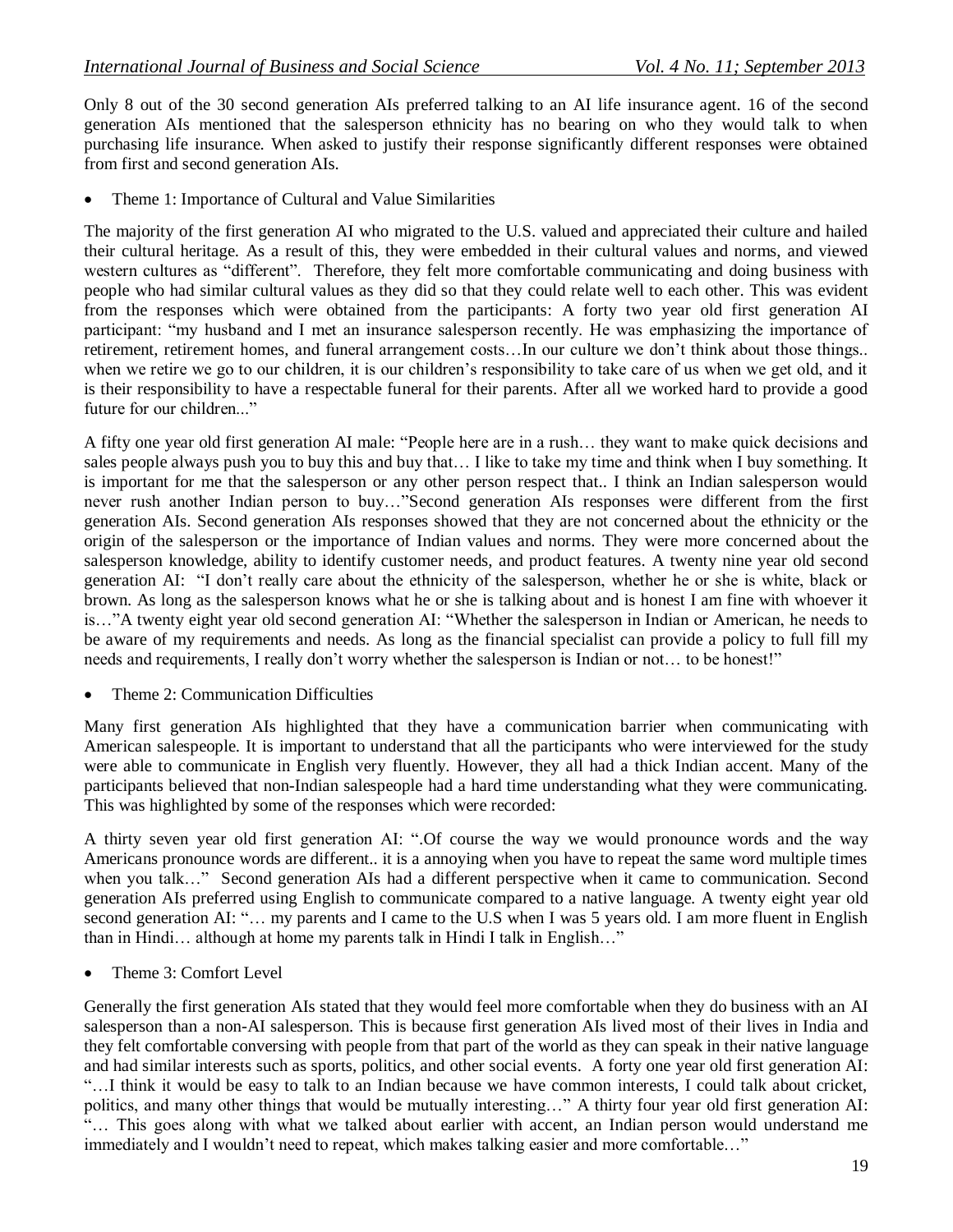Only 8 out of the 30 second generation AIs preferred talking to an AI life insurance agent. 16 of the second generation AIs mentioned that the salesperson ethnicity has no bearing on who they would talk to when purchasing life insurance. When asked to justify their response significantly different responses were obtained from first and second generation AIs.

- Theme 1: Importance of Cultural and Value Similarities

The majority of the first generation AI who migrated to the U.S. valued and appreciated their culture and hailed their cultural heritage. As a result of this, they were embedded in their cultural values and norms, and viewed western cultures as "different". Therefore, they felt more comfortable communicating and doing business with people who had similar cultural values as they did so that they could relate well to each other. This was evident from the responses which were obtained from the participants: A forty two year old first generation AI participant: "my husband and I met an insurance salesperson recently. He was emphasizing the importance of retirement, retirement homes, and funeral arrangement costs…In our culture we don't think about those things.. when we retire we go to our children, it is our children's responsibility to take care of us when we get old, and it is their responsibility to have a respectable funeral for their parents. After all we worked hard to provide a good future for our children..."

A fifty one year old first generation AI male: "People here are in a rush… they want to make quick decisions and sales people always push you to buy this and buy that… I like to take my time and think when I buy something. It is important for me that the salesperson or any other person respect that.. I think an Indian salesperson would never rush another Indian person to buy…"Second generation AIs responses were different from the first generation AIs. Second generation AIs responses showed that they are not concerned about the ethnicity or the origin of the salesperson or the importance of Indian values and norms. They were more concerned about the salesperson knowledge, ability to identify customer needs, and product features. A twenty nine year old second generation AI: "I don't really care about the ethnicity of the salesperson, whether he or she is white, black or brown. As long as the salesperson knows what he or she is talking about and is honest I am fine with whoever it is…"A twenty eight year old second generation AI: "Whether the salesperson in Indian or American, he needs to be aware of my requirements and needs. As long as the financial specialist can provide a policy to full fill my needs and requirements, I really don't worry whether the salesperson is Indian or not… to be honest!"

- Theme 2: Communication Difficulties

Many first generation AIs highlighted that they have a communication barrier when communicating with American salespeople. It is important to understand that all the participants who were interviewed for the study were able to communicate in English very fluently. However, they all had a thick Indian accent. Many of the participants believed that non-Indian salespeople had a hard time understanding what they were communicating. This was highlighted by some of the responses which were recorded:

A thirty seven year old first generation AI: ".Of course the way we would pronounce words and the way Americans pronounce words are different.. it is a annoying when you have to repeat the same word multiple times when you talk…" Second generation AIs had a different perspective when it came to communication. Second generation AIs preferred using English to communicate compared to a native language. A twenty eight year old second generation AI: "… my parents and I came to the U.S when I was 5 years old. I am more fluent in English than in Hindi… although at home my parents talk in Hindi I talk in English…"

- Theme 3: Comfort Level

Generally the first generation AIs stated that they would feel more comfortable when they do business with an AI salesperson than a non-AI salesperson. This is because first generation AIs lived most of their lives in India and they felt comfortable conversing with people from that part of the world as they can speak in their native language and had similar interests such as sports, politics, and other social events. A forty one year old first generation AI: "…I think it would be easy to talk to an Indian because we have common interests, I could talk about cricket, politics, and many other things that would be mutually interesting…" A thirty four year old first generation AI: "… This goes along with what we talked about earlier with accent, an Indian person would understand me immediately and I wouldn't need to repeat, which makes talking easier and more comfortable…"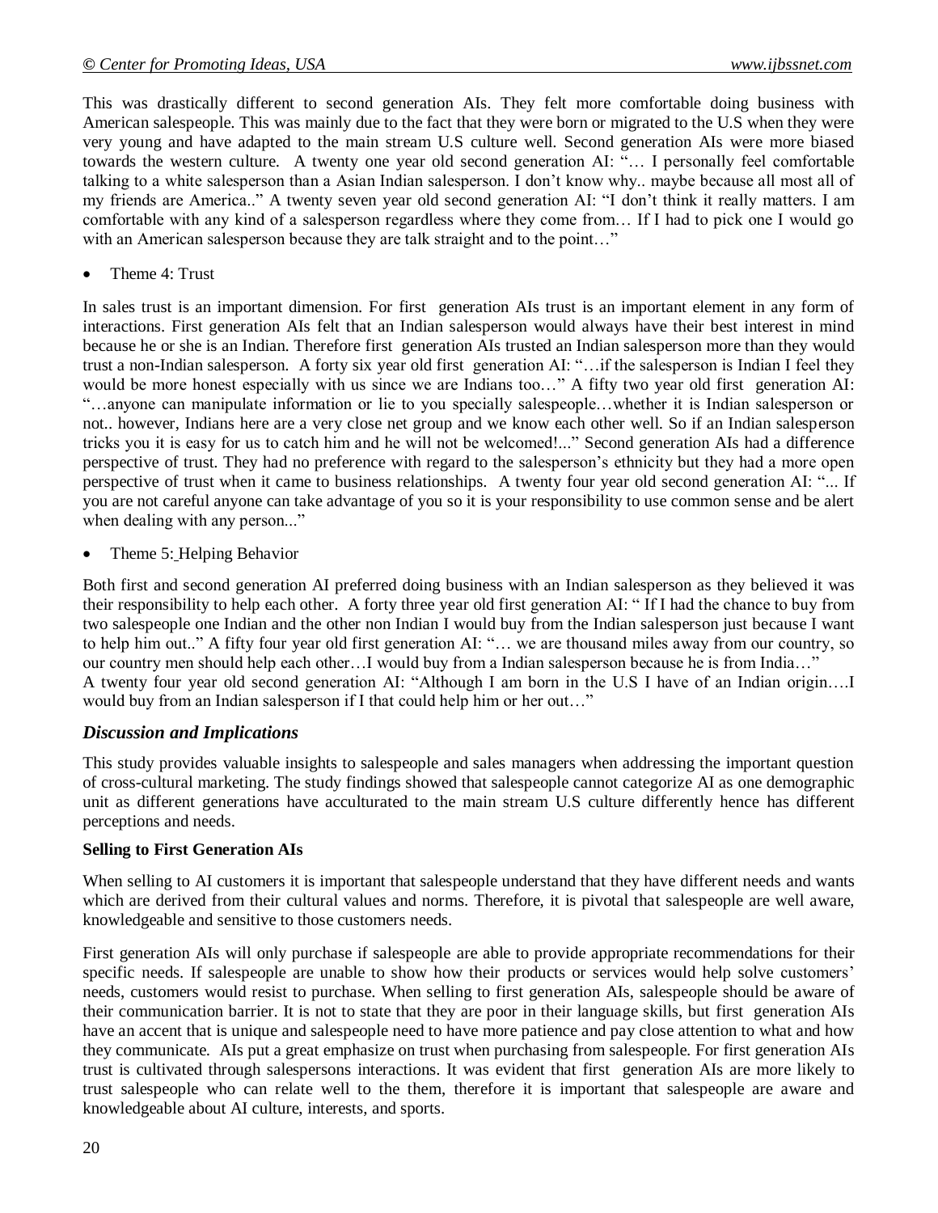This was drastically different to second generation AIs. They felt more comfortable doing business with American salespeople. This was mainly due to the fact that they were born or migrated to the U.S when they were very young and have adapted to the main stream U.S culture well. Second generation AIs were more biased towards the western culture. A twenty one year old second generation AI: "… I personally feel comfortable talking to a white salesperson than a Asian Indian salesperson. I don't know why.. maybe because all most all of my friends are America.." A twenty seven year old second generation AI: "I don't think it really matters. I am comfortable with any kind of a salesperson regardless where they come from… If I had to pick one I would go with an American salesperson because they are talk straight and to the point…"

- Theme 4: Trust

In sales trust is an important dimension. For first generation AIs trust is an important element in any form of interactions. First generation AIs felt that an Indian salesperson would always have their best interest in mind because he or she is an Indian. Therefore first generation AIs trusted an Indian salesperson more than they would trust a non-Indian salesperson. A forty six year old first generation AI: "…if the salesperson is Indian I feel they would be more honest especially with us since we are Indians too…" A fifty two year old first generation AI: "…anyone can manipulate information or lie to you specially salespeople…whether it is Indian salesperson or not.. however, Indians here are a very close net group and we know each other well. So if an Indian salesperson tricks you it is easy for us to catch him and he will not be welcomed!..." Second generation AIs had a difference perspective of trust. They had no preference with regard to the salesperson's ethnicity but they had a more open perspective of trust when it came to business relationships. A twenty four year old second generation AI: "... If you are not careful anyone can take advantage of you so it is your responsibility to use common sense and be alert when dealing with any person..."

- Theme 5: Helping Behavior

Both first and second generation AI preferred doing business with an Indian salesperson as they believed it was their responsibility to help each other. A forty three year old first generation AI: " If I had the chance to buy from two salespeople one Indian and the other non Indian I would buy from the Indian salesperson just because I want to help him out.." A fifty four year old first generation AI: "… we are thousand miles away from our country, so our country men should help each other…I would buy from a Indian salesperson because he is from India…" A twenty four year old second generation AI: "Although I am born in the U.S I have of an Indian origin….I would buy from an Indian salesperson if I that could help him or her out…"

## *Discussion and Implications*

This study provides valuable insights to salespeople and sales managers when addressing the important question of cross-cultural marketing. The study findings showed that salespeople cannot categorize AI as one demographic unit as different generations have acculturated to the main stream U.S culture differently hence has different perceptions and needs.

### Selling to First Generation AIs

When selling to AI customers it is important that salespeople understand that they have different needs and wants which are derived from their cultural values and norms. Therefore, it is pivotal that salespeople are well aware, knowledgeable and sensitive to those customers needs.

First generation AIs will only purchase if salespeople are able to provide appropriate recommendations for their specific needs. If salespeople are unable to show how their products or services would help solve customers' needs, customers would resist to purchase. When selling to first generation AIs, salespeople should be aware of their communication barrier. It is not to state that they are poor in their language skills, but first generation AIs have an accent that is unique and salespeople need to have more patience and pay close attention to what and how they communicate. AIs put a great emphasize on trust when purchasing from salespeople. For first generation AIs trust is cultivated through salespersons interactions. It was evident that first generation AIs are more likely to trust salespeople who can relate well to the them, therefore it is important that salespeople are aware and knowledgeable about AI culture, interests, and sports.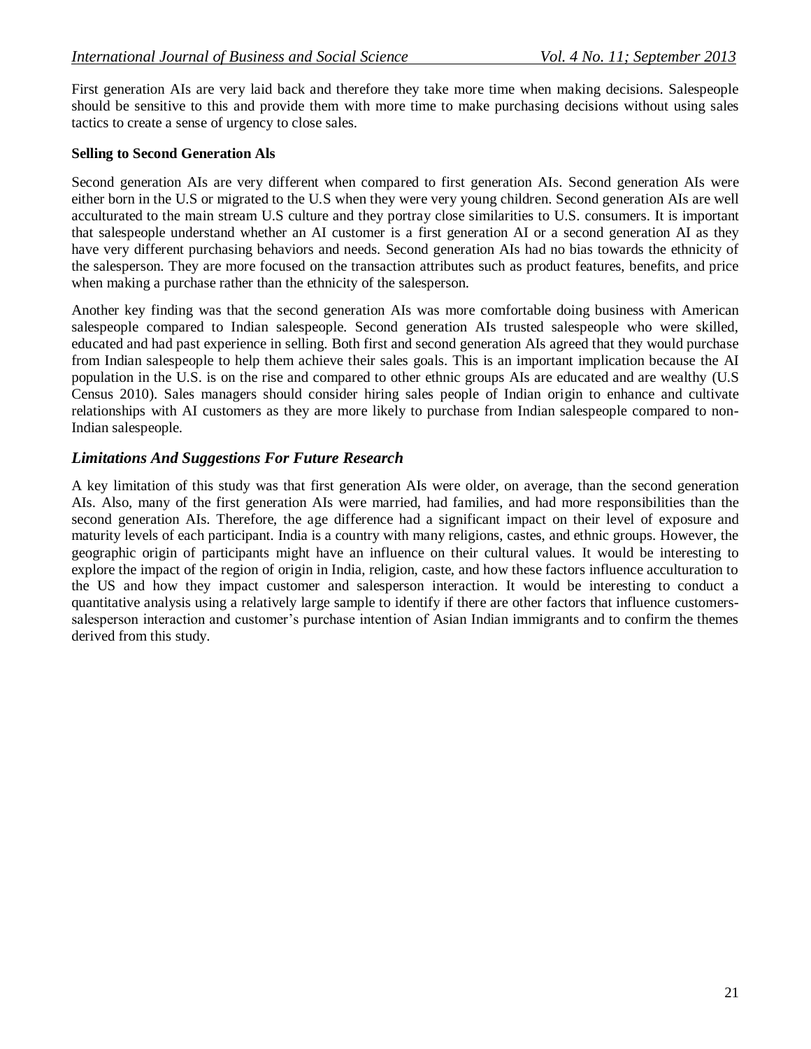First generation AIs are very laid back and therefore they take more time when making decisions. Salespeople should be sensitive to this and provide them with more time to make purchasing decisions without using sales tactics to create a sense of urgency to close sales.

**Selling to Second Generation AIs**

Second generation AIs are very different when compared to first generation AIs. Second generation AIs were either born in the U.S or migrated to the U.S when they were very young children. Second generation AIs are well acculturated to the main stream U.S culture and they portray close similarities to U.S. consumers. It is important that salespeople understand whether an AI customer is a first generation AI or a second generation AI as they have very different purchasing behaviors and needs. Second generation AIs had no bias towards the ethnicity of the salesperson. They are more focused on the transaction attributes such as product features, benefits, and price when making a purchase rather than the ethnicity of the salesperson.

Another key finding was that the second generation AIs was more comfortable doing business with American salespeople compared to Indian salespeople. Second generation AIs trusted salespeople who were skilled, educated and had past experience in selling. Both first and second generation AIs agreed that they would purchase from Indian salespeople to help them achieve their sales goals. This is an important implication because the AI population in the U.S. is on the rise and compared to other ethnic groups AIs are educated and are wealthy (U.S Census 2010). Sales managers should consider hiring sales people of Indian origin to enhance and cultivate relationships with AI customers as they are more likely to purchase from Indian salespeople compared to non-Indian salespeople.

## *Limitations And Suggestions For Future Research*

A key limitation of this study was that first generation AIs were older, on average, than the second generation AIs. Also, many of the first generation AIs were married, had families, and had more responsibilities than the second generation AIs. Therefore, the age difference had a significant impact on their level of exposure and maturity levels of each participant. India is a country with many religions, castes, and ethnic groups. However, the geographic origin of participants might have an influence on their cultural values. It would be interesting to explore the impact of the region of origin in India, religion, caste, and how these factors influence acculturation to the US and how they impact customer and salesperson interaction. It would be interesting to conduct a quantitative analysis using a relatively large sample to identify if there are other factors that influence customers-salesperson interaction and customer's purchase intention of Asian Indian immigrants and to confirm the themes derived from this study.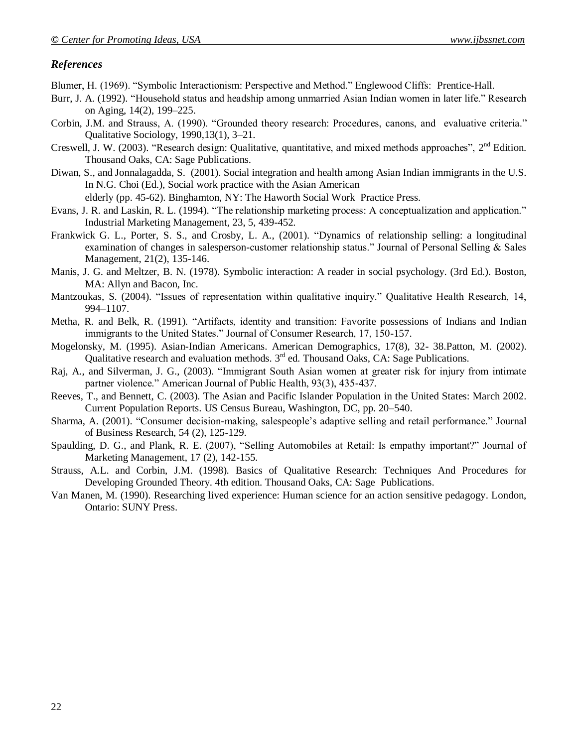### *References*

Blumer, H. (1969). "Symbolic Interactionism: Perspective and Method." Englewood Cliffs: Prentice-Hall.

Burr, J. A. (1992). "Household status and headship among unmarried Asian Indian women in later life." Research on Aging, 14(2), 199–225.

Corbin, J.M. and Strauss, A. (1990). "Grounded theory research: Procedures, canons, and evaluative criteria." Qualitative Sociology, 1990,13(1), 3–21.

Creswell, J. W. (2003). "Research design: Qualitative, quantitative, and mixed methods approaches", 2nd Edition. Thousand Oaks, CA: Sage Publications.

Diwan, S., and Jonnalagadda, S. (2001). Social integration and health among Asian Indian immigrants in the U.S. In N.G. Choi (Ed.), Social work practice with the Asian American elderly (pp. 45-62). Binghamton, NY: The Haworth Social Work Practice Press.

Evans, J. R. and Laskin, R. L. (1994). "The relationship marketing process: A conceptualization and application." Industrial Marketing Management, 23, 5, 439-452.

Frankwick G. L., Porter, S. S., and Crosby, L. A., (2001). "Dynamics of relationship selling: a longitudinal examination of changes in salesperson-customer relationship status." Journal of Personal Selling & Sales Management, 21(2), 135-146.

Manis, J. G. and Meltzer, B. N. (1978). Symbolic interaction: A reader in social psychology. (3rd Ed.). Boston, MA: Allyn and Bacon, Inc.

Mantzoukas, S. (2004). "Issues of representation within qualitative inquiry." Qualitative Health Research, 14, 994–1107.

Metha, R. and Belk, R. (1991). "Artifacts, identity and transition: Favorite possessions of Indians and Indian immigrants to the United States." Journal of Consumer Research, 17, 150-157.

Mogelonsky, M. (1995). Asian-Indian Americans. American Demographics, 17(8), 32- 38.Patton, M. (2002). Qualitative research and evaluation methods. 3rd ed. Thousand Oaks, CA: Sage Publications.

Raj, A., and Silverman, J. G., (2003). "Immigrant South Asian women at greater risk for injury from intimate partner violence." American Journal of Public Health, 93(3), 435-437.

Reeves, T., and Bennett, C. (2003). The Asian and Pacific Islander Population in the United States: March 2002. Current Population Reports. US Census Bureau, Washington, DC, pp. 20–540.

Sharma, A. (2001). "Consumer decision-making, salespeople's adaptive selling and retail performance." Journal of Business Research, 54 (2), 125-129.

Spaulding, D. G., and Plank, R. E. (2007), "Selling Automobiles at Retail: Is empathy important?" Journal of Marketing Management, 17 (2), 142-155.

Strauss, A.L. and Corbin, J.M. (1998). Basics of Qualitative Research: Techniques And Procedures for Developing Grounded Theory. 4th edition. Thousand Oaks, CA: Sage Publications.

Van Manen, M. (1990). Researching lived experience: Human science for an action sensitive pedagogy. London, Ontario: SUNY Press.